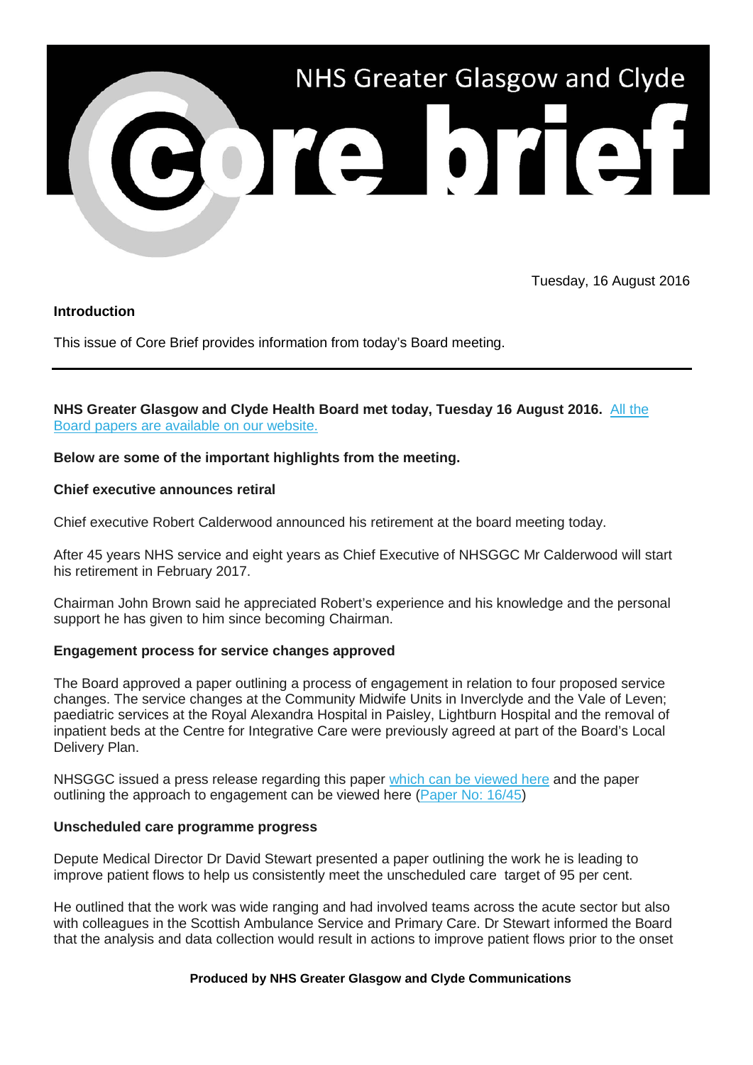# NHS Greater Glasgow and Clyde Core brief

Tuesday, 16 August 2016

**Introduction**

This issue of Core Brief provides information from today's Board meeting.

---

**NHS Greater Glasgow and Clyde Health Board met today, Tuesday 16 August 2016.** [All the Board papers are available on our website.]

**Below are some of the important highlights from the meeting.**

**Chief executive announces retiral**

Chief executive Robert Calderwood announced his retirement at the board meeting today.

After 45 years NHS service and eight years as Chief Executive of NHSGGC Mr Calderwood will start his retirement in February 2017.

Chairman John Brown said he appreciated Robert's experience and his knowledge and the personal support he has given to him since becoming Chairman.

**Engagement process for service changes approved**

The Board approved a paper outlining a process of engagement in relation to four proposed service changes. The service changes at the Community Midwife Units in Inverclyde and the Vale of Leven; paediatric services at the Royal Alexandra Hospital in Paisley, Lightburn Hospital and the removal of inpatient beds at the Centre for Integrative Care were previously agreed at part of the Board's Local Delivery Plan.

NHSGGC issued a press release regarding this paper [which can be viewed here] and the paper outlining the approach to engagement can be viewed here ([Paper No: 16/45])

**Unscheduled care programme progress**

Depute Medical Director Dr David Stewart presented a paper outlining the work he is leading to improve patient flows to help us consistently meet the unscheduled care target of 95 per cent.

He outlined that the work was wide ranging and had involved teams across the acute sector but also with colleagues in the Scottish Ambulance Service and Primary Care. Dr Stewart informed the Board that the analysis and data collection would result in actions to improve patient flows prior to the onset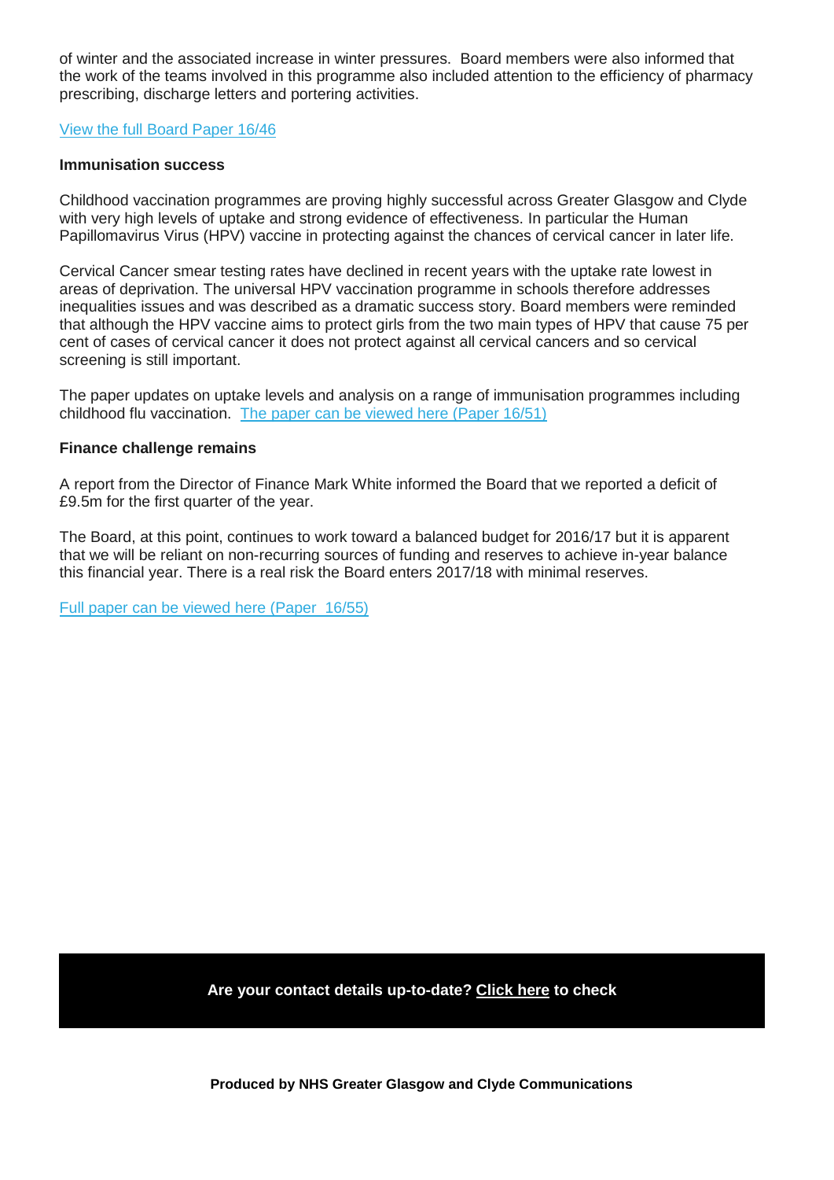of winter and the associated increase in winter pressures. Board members were also informed that the work of the teams involved in this programme also included attention to the efficiency of pharmacy prescribing, discharge letters and portering activities.

View the full Board Paper 16/46

**Immunisation success**

Childhood vaccination programmes are proving highly successful across Greater Glasgow and Clyde with very high levels of uptake and strong evidence of effectiveness. In particular the Human Papillomavirus Virus (HPV) vaccine in protecting against the chances of cervical cancer in later life.

Cervical Cancer smear testing rates have declined in recent years with the uptake rate lowest in areas of deprivation. The universal HPV vaccination programme in schools therefore addresses inequalities issues and was described as a dramatic success story. Board members were reminded that although the HPV vaccine aims to protect girls from the two main types of HPV that cause 75 per cent of cases of cervical cancer it does not protect against all cervical cancers and so cervical screening is still important.

The paper updates on uptake levels and analysis on a range of immunisation programmes including childhood flu vaccination. The paper can be viewed here (Paper 16/51)

**Finance challenge remains**

A report from the Director of Finance Mark White informed the Board that we reported a deficit of £9.5m for the first quarter of the year.

The Board, at this point, continues to work toward a balanced budget for 2016/17 but it is apparent that we will be reliant on non-recurring sources of funding and reserves to achieve in-year balance this financial year. There is a real risk the Board enters 2017/18 with minimal reserves.

Full paper can be viewed here (Paper 16/55)

**Are your contact details up-to-date? Click here to check**

**Produced by NHS Greater Glasgow and Clyde Communications**